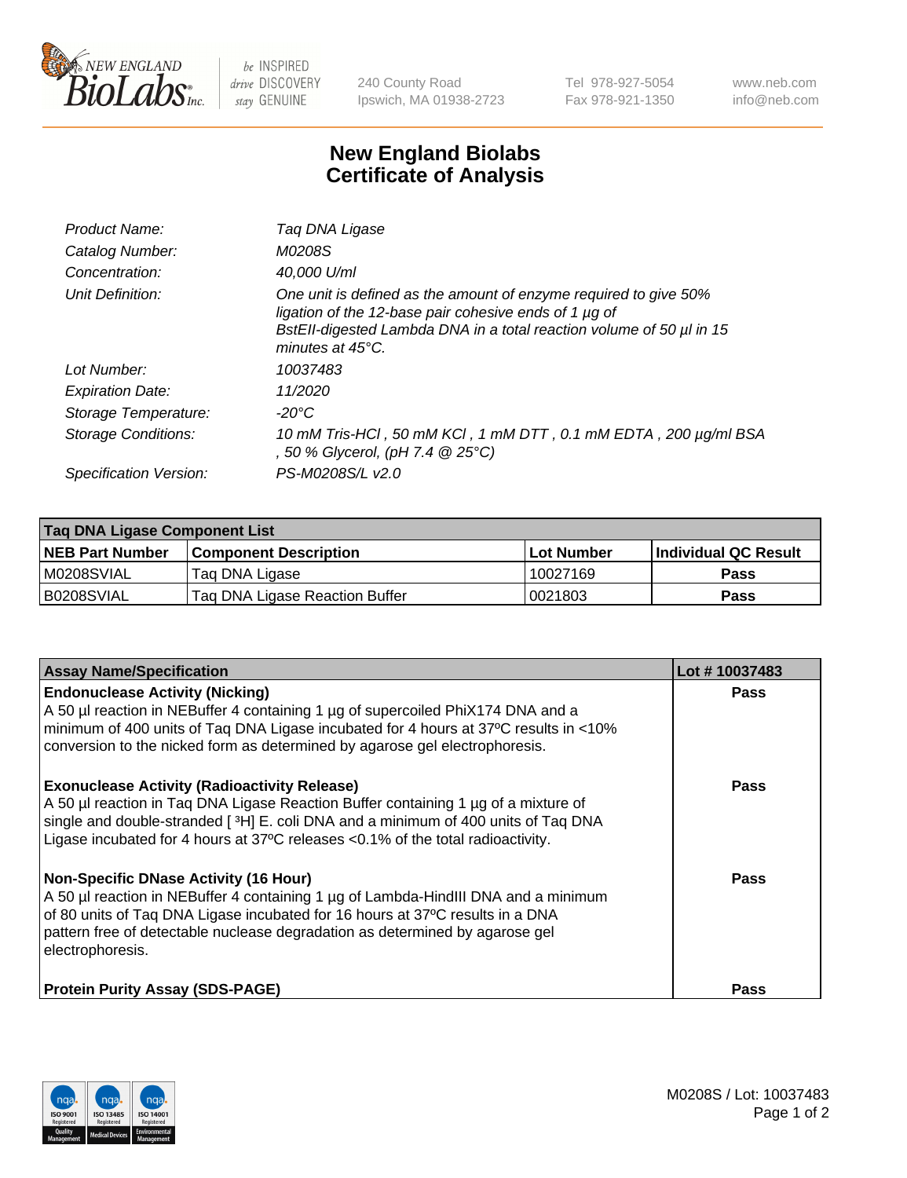240 County Road
Ipswich, MA 01938-2723

Tel 978-927-5054
Fax 978-921-1350

www.neb.com
info@neb.com

# New England Biolabs
# Certificate of Analysis

| | |
|---|---|
| *Product Name:* | *Taq DNA Ligase* |
| *Catalog Number:* | *M0208S* |
| *Concentration:* | *40,000 U/ml* |
| *Unit Definition:* | *One unit is defined as the amount of enzyme required to give 50% ligation of the 12-base pair cohesive ends of 1 µg of BstEII-digested Lambda DNA in a total reaction volume of 50 µl in 15 minutes at 45°C.* |
| *Lot Number:* | *10037483* |
| *Expiration Date:* | *11/2020* |
| *Storage Temperature:* | *-20°C* |
| *Storage Conditions:* | *10 mM Tris-HCl , 50 mM KCl , 1 mM DTT , 0.1 mM EDTA , 200 µg/ml BSA , 50 % Glycerol, (pH 7.4 @ 25°C)* |
| *Specification Version:* | *PS-M0208S/L v2.0* |

| Taq DNA Ligase Component List | | | |
|---|---|---|---|
| **NEB Part Number** | **Component Description** | **Lot Number** | **Individual QC Result** |
| M0208SVIAL | Taq DNA Ligase | 10027169 | **Pass** |
| B0208SVIAL | Taq DNA Ligase Reaction Buffer | 0021803 | **Pass** |

| Assay Name/Specification | Lot # 10037483 |
|---|---|
| **Endonuclease Activity (Nicking)**<br>A 50 µl reaction in NEBuffer 4 containing 1 µg of supercoiled PhiX174 DNA and a minimum of 400 units of Taq DNA Ligase incubated for 4 hours at 37ºC results in <10% conversion to the nicked form as determined by agarose gel electrophoresis. | **Pass** |
| **Exonuclease Activity (Radioactivity Release)**<br>A 50 µl reaction in Taq DNA Ligase Reaction Buffer containing 1 µg of a mixture of single and double-stranded [ $^{3}$H] E. coli DNA and a minimum of 400 units of Taq DNA Ligase incubated for 4 hours at 37ºC releases <0.1% of the total radioactivity. | **Pass** |
| **Non-Specific DNase Activity (16 Hour)**<br>A 50 µl reaction in NEBuffer 4 containing 1 µg of Lambda-HindIII DNA and a minimum of 80 units of Taq DNA Ligase incubated for 16 hours at 37ºC results in a DNA pattern free of detectable nuclease degradation as determined by agarose gel electrophoresis. | **Pass** |
| **Protein Purity Assay (SDS-PAGE)** | **Pass** |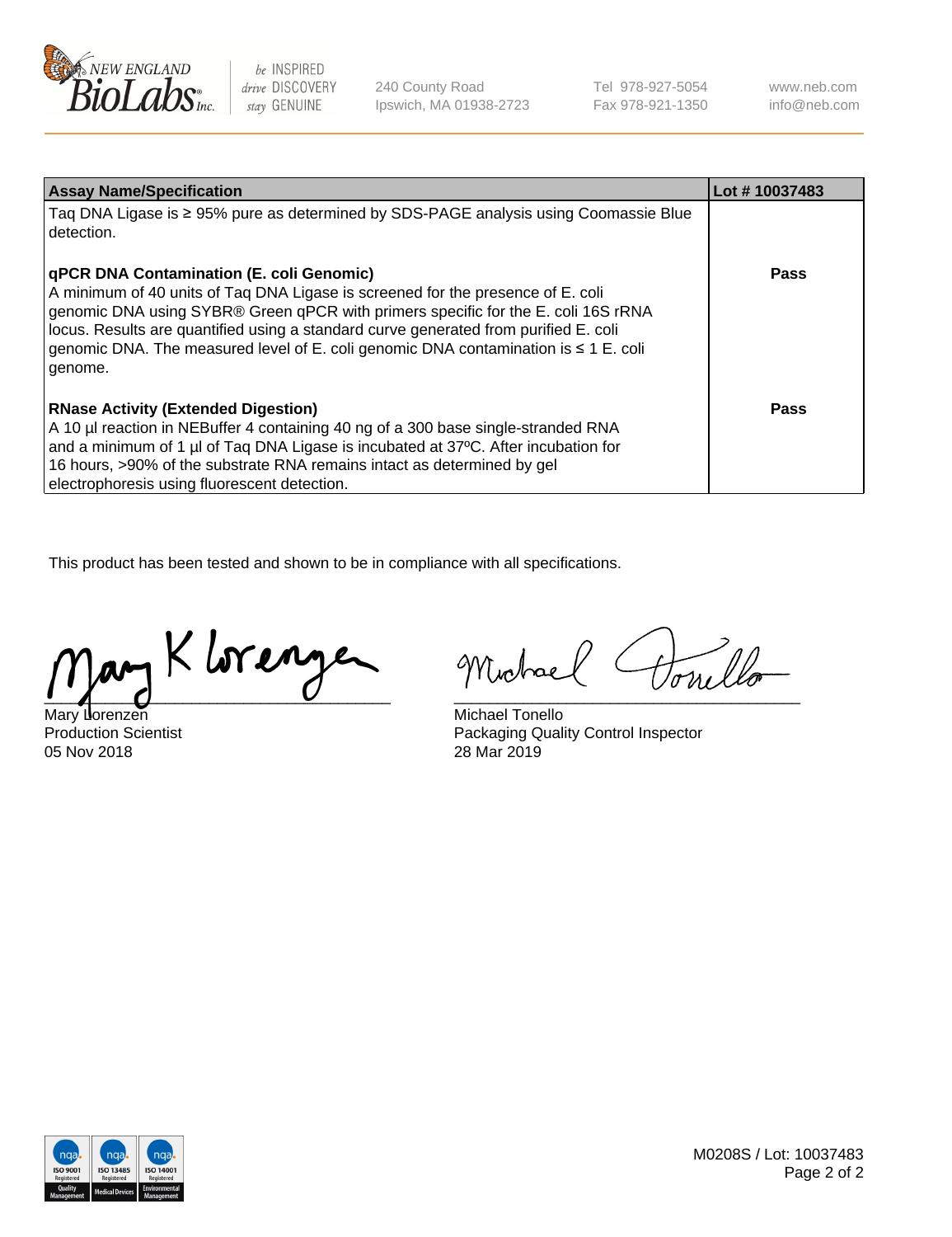| Assay Name/Specification | Lot # 10037483 |
|---|---|
| Taq DNA Ligase is ≥ 95% pure as determined by SDS-PAGE analysis using Coomassie Blue detection. | |
| **qPCR DNA Contamination (E. coli Genomic)**<br>A minimum of 40 units of Taq DNA Ligase is screened for the presence of E. coli genomic DNA using SYBR® Green qPCR with primers specific for the E. coli 16S rRNA locus. Results are quantified using a standard curve generated from purified E. coli genomic DNA. The measured level of E. coli genomic DNA contamination is ≤ 1 E. coli genome. | **Pass** |
| **RNase Activity (Extended Digestion)**<br>A 10 µl reaction in NEBuffer 4 containing 40 ng of a 300 base single-stranded RNA and a minimum of 1 µl of Taq DNA Ligase is incubated at 37ºC. After incubation for 16 hours, >90% of the substrate RNA remains intact as determined by gel electrophoresis using fluorescent detection. | **Pass** |

This product has been tested and shown to be in compliance with all specifications.

Mary Lorenzen
Production Scientist
05 Nov 2018

Michael Tonello
Packaging Quality Control Inspector
28 Mar 2019

M0208S / Lot: 10037483